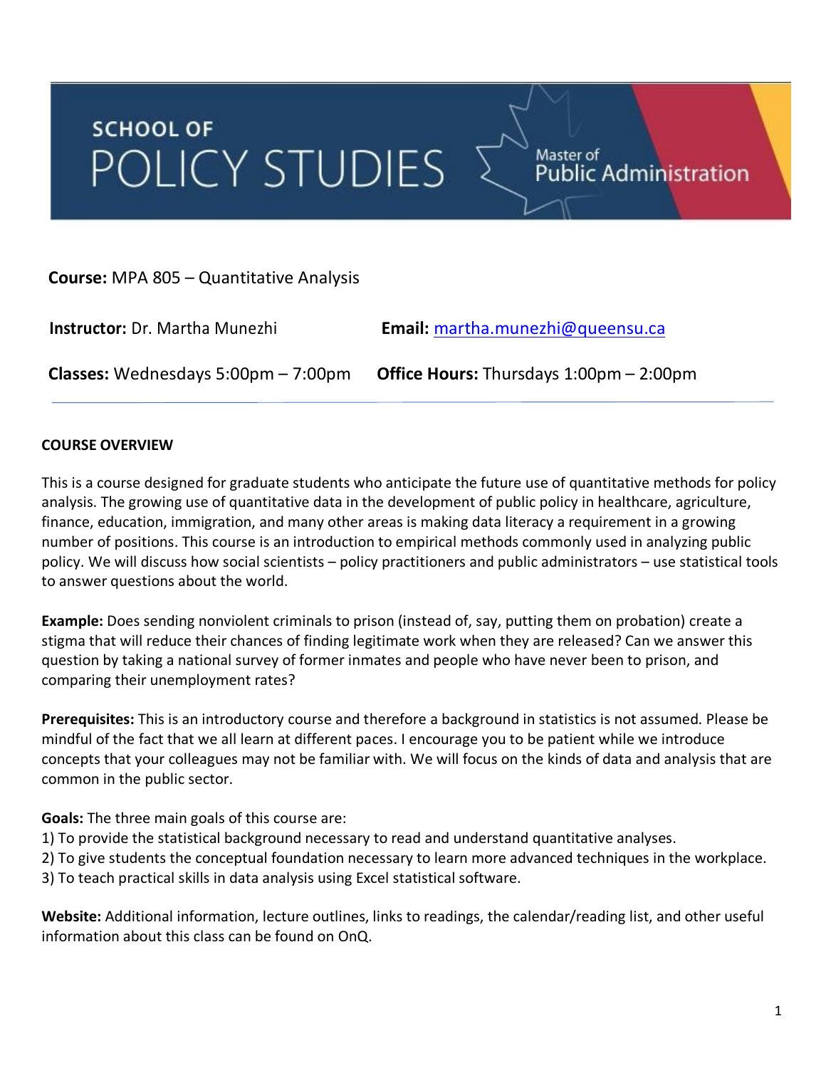SCHOOL OF

# POLICY STUDIES

Master of Public Administration

**Course:** MPA 805 – Quantitative Analysis

**Instructor:** Dr. Martha Munezhi **Email:** martha.munezhi@queensu.ca

**Classes:** Wednesdays 5:00pm – 7:00pm **Office Hours:** Thursdays 1:00pm – 2:00pm

## COURSE OVERVIEW

This is a course designed for graduate students who anticipate the future use of quantitative methods for policy analysis. The growing use of quantitative data in the development of public policy in healthcare, agriculture, finance, education, immigration, and many other areas is making data literacy a requirement in a growing number of positions. This course is an introduction to empirical methods commonly used in analyzing public policy. We will discuss how social scientists – policy practitioners and public administrators – use statistical tools to answer questions about the world.

**Example:** Does sending nonviolent criminals to prison (instead of, say, putting them on probation) create a stigma that will reduce their chances of finding legitimate work when they are released? Can we answer this question by taking a national survey of former inmates and people who have never been to prison, and comparing their unemployment rates?

**Prerequisites:** This is an introductory course and therefore a background in statistics is not assumed. Please be mindful of the fact that we all learn at different paces. I encourage you to be patient while we introduce concepts that your colleagues may not be familiar with. We will focus on the kinds of data and analysis that are common in the public sector.

**Goals:** The three main goals of this course are:
1) To provide the statistical background necessary to read and understand quantitative analyses.
2) To give students the conceptual foundation necessary to learn more advanced techniques in the workplace.
3) To teach practical skills in data analysis using Excel statistical software.

**Website:** Additional information, lecture outlines, links to readings, the calendar/reading list, and other useful information about this class can be found on OnQ.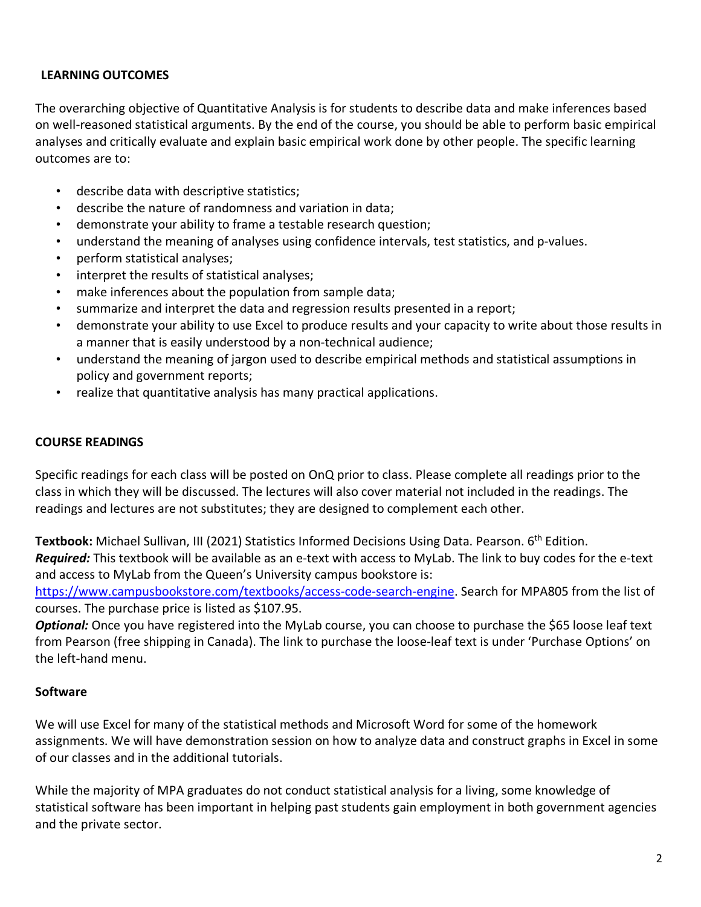## LEARNING OUTCOMES

The overarching objective of Quantitative Analysis is for students to describe data and make inferences based on well-reasoned statistical arguments. By the end of the course, you should be able to perform basic empirical analyses and critically evaluate and explain basic empirical work done by other people. The specific learning outcomes are to:

- describe data with descriptive statistics;
- describe the nature of randomness and variation in data;
- demonstrate your ability to frame a testable research question;
- understand the meaning of analyses using confidence intervals, test statistics, and p-values.
- perform statistical analyses;
- interpret the results of statistical analyses;
- make inferences about the population from sample data;
- summarize and interpret the data and regression results presented in a report;
- demonstrate your ability to use Excel to produce results and your capacity to write about those results in a manner that is easily understood by a non-technical audience;
- understand the meaning of jargon used to describe empirical methods and statistical assumptions in policy and government reports;
- realize that quantitative analysis has many practical applications.

## COURSE READINGS

Specific readings for each class will be posted on OnQ prior to class. Please complete all readings prior to the class in which they will be discussed. The lectures will also cover material not included in the readings. The readings and lectures are not substitutes; they are designed to complement each other.

**Textbook:** Michael Sullivan, III (2021) Statistics Informed Decisions Using Data. Pearson. 6th Edition.
***Required:*** This textbook will be available as an e-text with access to MyLab. The link to buy codes for the e-text and access to MyLab from the Queen's University campus bookstore is: https://www.campusbookstore.com/textbooks/access-code-search-engine. Search for MPA805 from the list of courses. The purchase price is listed as $107.95.
***Optional:*** Once you have registered into the MyLab course, you can choose to purchase the $65 loose leaf text from Pearson (free shipping in Canada). The link to purchase the loose-leaf text is under 'Purchase Options' on the left-hand menu.

### Software

We will use Excel for many of the statistical methods and Microsoft Word for some of the homework assignments. We will have demonstration session on how to analyze data and construct graphs in Excel in some of our classes and in the additional tutorials.

While the majority of MPA graduates do not conduct statistical analysis for a living, some knowledge of statistical software has been important in helping past students gain employment in both government agencies and the private sector.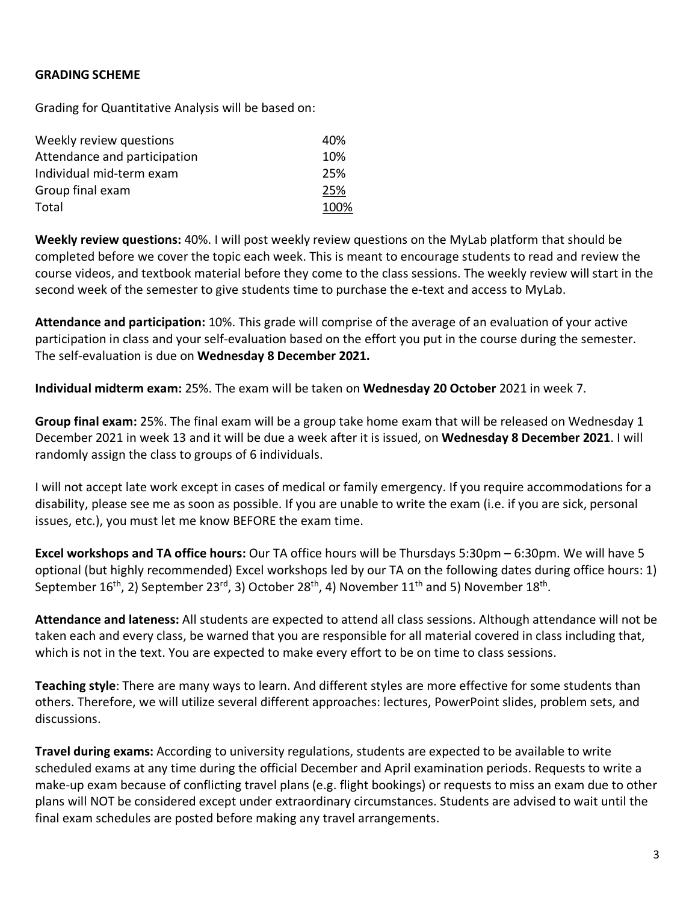**GRADING SCHEME**

Grading for Quantitative Analysis will be based on:

| | |
|---|---|
| Weekly review questions | 40% |
| Attendance and participation | 10% |
| Individual mid-term exam | 25% |
| Group final exam | 25% |
| Total | 100% |

**Weekly review questions:** 40%. I will post weekly review questions on the MyLab platform that should be completed before we cover the topic each week. This is meant to encourage students to read and review the course videos, and textbook material before they come to the class sessions. The weekly review will start in the second week of the semester to give students time to purchase the e-text and access to MyLab.

**Attendance and participation:** 10%. This grade will comprise of the average of an evaluation of your active participation in class and your self-evaluation based on the effort you put in the course during the semester. The self-evaluation is due on **Wednesday 8 December 2021.**

**Individual midterm exam:** 25%. The exam will be taken on **Wednesday 20 October** 2021 in week 7.

**Group final exam:** 25%. The final exam will be a group take home exam that will be released on Wednesday 1 December 2021 in week 13 and it will be due a week after it is issued, on **Wednesday 8 December 2021**. I will randomly assign the class to groups of 6 individuals.

I will not accept late work except in cases of medical or family emergency. If you require accommodations for a disability, please see me as soon as possible. If you are unable to write the exam (i.e. if you are sick, personal issues, etc.), you must let me know BEFORE the exam time.

**Excel workshops and TA office hours:** Our TA office hours will be Thursdays 5:30pm – 6:30pm. We will have 5 optional (but highly recommended) Excel workshops led by our TA on the following dates during office hours: 1) September 16th, 2) September 23rd, 3) October 28th, 4) November 11th and 5) November 18th.

**Attendance and lateness:** All students are expected to attend all class sessions. Although attendance will not be taken each and every class, be warned that you are responsible for all material covered in class including that, which is not in the text. You are expected to make every effort to be on time to class sessions.

**Teaching style**: There are many ways to learn. And different styles are more effective for some students than others. Therefore, we will utilize several different approaches: lectures, PowerPoint slides, problem sets, and discussions.

**Travel during exams:** According to university regulations, students are expected to be available to write scheduled exams at any time during the official December and April examination periods. Requests to write a make-up exam because of conflicting travel plans (e.g. flight bookings) or requests to miss an exam due to other plans will NOT be considered except under extraordinary circumstances. Students are advised to wait until the final exam schedules are posted before making any travel arrangements.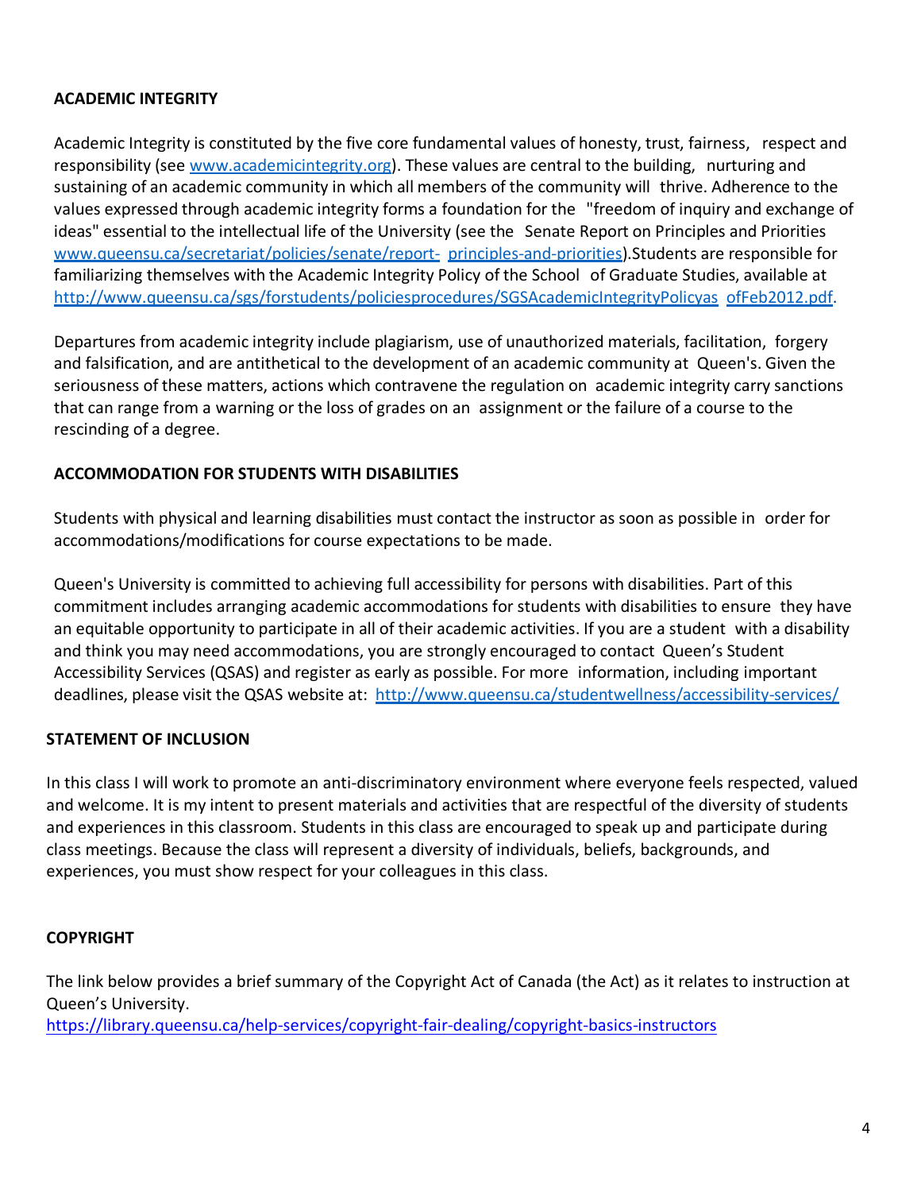## ACADEMIC INTEGRITY

Academic Integrity is constituted by the five core fundamental values of honesty, trust, fairness, respect and responsibility (see www.academicintegrity.org). These values are central to the building, nurturing and sustaining of an academic community in which all members of the community will thrive. Adherence to the values expressed through academic integrity forms a foundation for the "freedom of inquiry and exchange of ideas" essential to the intellectual life of the University (see the Senate Report on Principles and Priorities www.queensu.ca/secretariat/policies/senate/report- principles-and-priorities).Students are responsible for familiarizing themselves with the Academic Integrity Policy of the School of Graduate Studies, available at http://www.queensu.ca/sgs/forstudents/policiesprocedures/SGSAcademicIntegrityPolicyas ofFeb2012.pdf.

Departures from academic integrity include plagiarism, use of unauthorized materials, facilitation, forgery and falsification, and are antithetical to the development of an academic community at Queen's. Given the seriousness of these matters, actions which contravene the regulation on academic integrity carry sanctions that can range from a warning or the loss of grades on an assignment or the failure of a course to the rescinding of a degree.

## ACCOMMODATION FOR STUDENTS WITH DISABILITIES

Students with physical and learning disabilities must contact the instructor as soon as possible in order for accommodations/modifications for course expectations to be made.

Queen's University is committed to achieving full accessibility for persons with disabilities. Part of this commitment includes arranging academic accommodations for students with disabilities to ensure they have an equitable opportunity to participate in all of their academic activities. If you are a student with a disability and think you may need accommodations, you are strongly encouraged to contact Queen's Student Accessibility Services (QSAS) and register as early as possible. For more information, including important deadlines, please visit the QSAS website at: http://www.queensu.ca/studentwellness/accessibility-services/

## STATEMENT OF INCLUSION

In this class I will work to promote an anti-discriminatory environment where everyone feels respected, valued and welcome. It is my intent to present materials and activities that are respectful of the diversity of students and experiences in this classroom. Students in this class are encouraged to speak up and participate during class meetings. Because the class will represent a diversity of individuals, beliefs, backgrounds, and experiences, you must show respect for your colleagues in this class.

## COPYRIGHT

The link below provides a brief summary of the Copyright Act of Canada (the Act) as it relates to instruction at Queen's University.
https://library.queensu.ca/help-services/copyright-fair-dealing/copyright-basics-instructors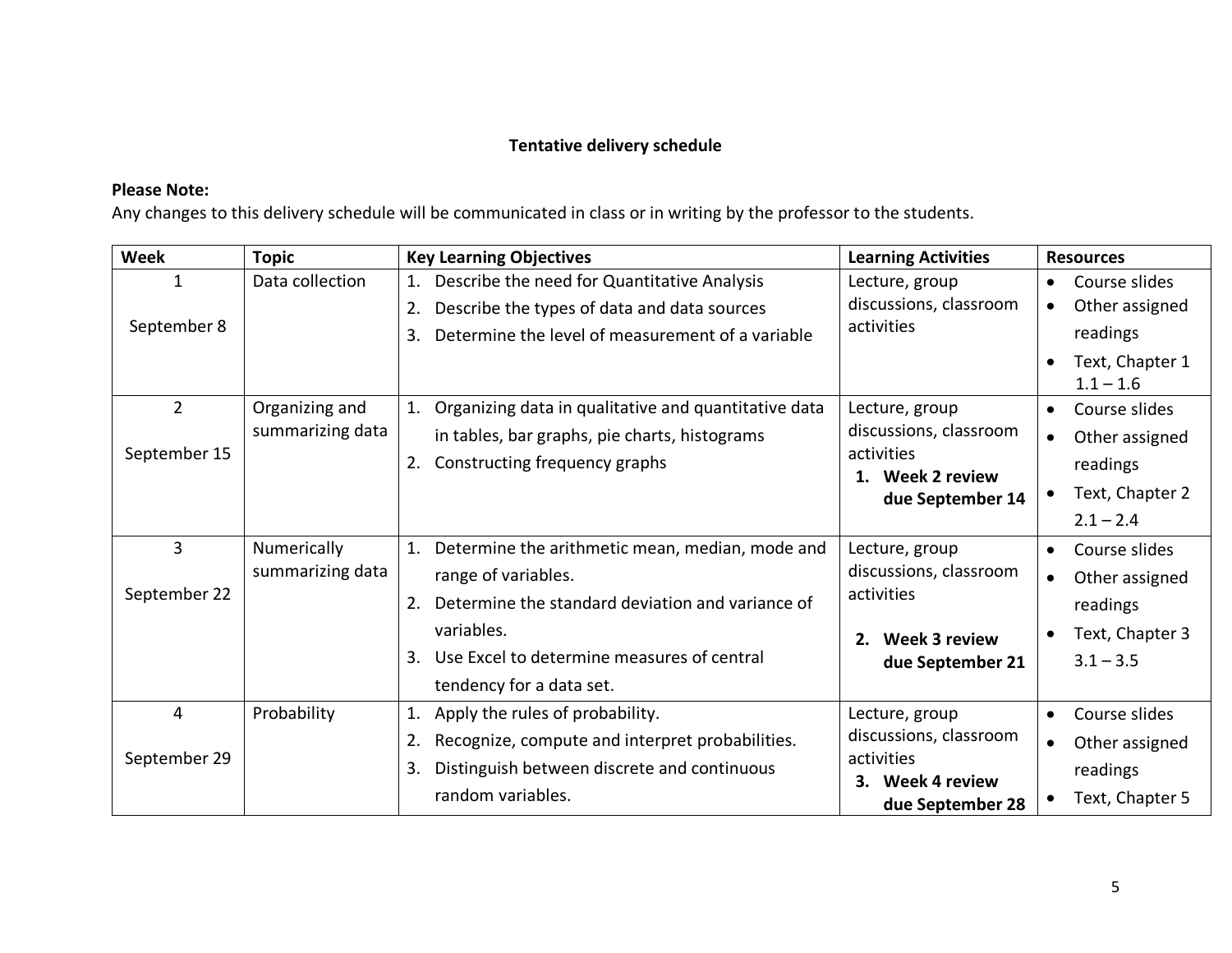**Tentative delivery schedule**

**Please Note:**
Any changes to this delivery schedule will be communicated in class or in writing by the professor to the students.

| Week | Topic | Key Learning Objectives | Learning Activities | Resources |
|---|---|---|---|---|
| 1<br><br>September 8 | Data collection | 1. Describe the need for Quantitative Analysis<br>2. Describe the types of data and data sources<br>3. Determine the level of measurement of a variable | Lecture, group discussions, classroom activities | • Course slides<br>• Other assigned readings<br>• Text, Chapter 1 1.1 – 1.6 |
| 2<br><br>September 15 | Organizing and summarizing data | 1. Organizing data in qualitative and quantitative data in tables, bar graphs, pie charts, histograms<br>2. Constructing frequency graphs | Lecture, group discussions, classroom activities<br>**1. Week 2 review due September 14** | • Course slides<br>• Other assigned readings<br>• Text, Chapter 2 2.1 – 2.4 |
| 3<br><br>September 22 | Numerically summarizing data | 1. Determine the arithmetic mean, median, mode and range of variables.<br>2. Determine the standard deviation and variance of variables.<br>3. Use Excel to determine measures of central tendency for a data set. | Lecture, group discussions, classroom activities<br><br>**2. Week 3 review due September 21** | • Course slides<br>• Other assigned readings<br>• Text, Chapter 3 3.1 – 3.5 |
| 4<br><br>September 29 | Probability | 1. Apply the rules of probability.<br>2. Recognize, compute and interpret probabilities.<br>3. Distinguish between discrete and continuous random variables. | Lecture, group discussions, classroom activities<br>**3. Week 4 review due September 28** | • Course slides<br>• Other assigned readings<br>• Text, Chapter 5 |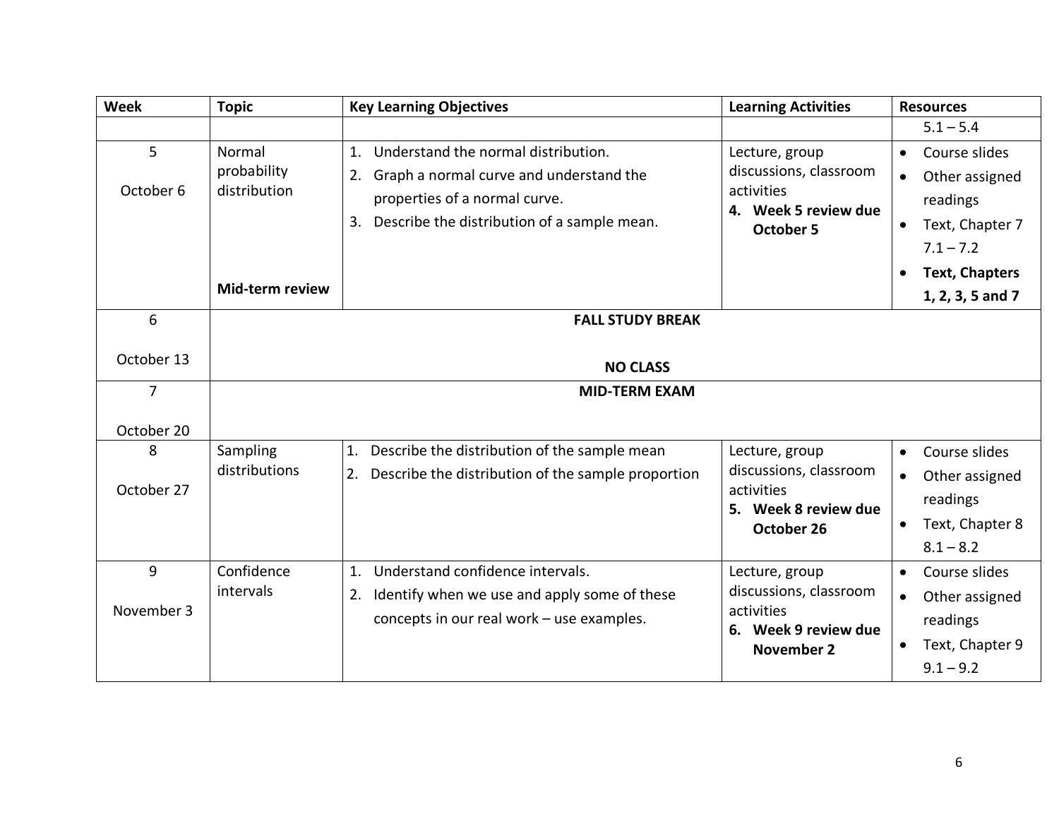| Week | Topic | Key Learning Objectives | Learning Activities | Resources |
|---|---|---|---|---|
| | | | | 5.1 – 5.4 |
| 5<br><br>October 6 | Normal probability distribution<br><br><br><br>**Mid-term review** | 1. Understand the normal distribution.<br>2. Graph a normal curve and understand the properties of a normal curve.<br>3. Describe the distribution of a sample mean. | Lecture, group discussions, classroom activities<br>**4. Week 5 review due October 5** | • Course slides<br>• Other assigned readings<br>• Text, Chapter 7 7.1 – 7.2<br>• **Text, Chapters 1, 2, 3, 5 and 7** |
| 6<br><br>October 13 | **FALL STUDY BREAK**<br><br>**NO CLASS** | | | |
| 7<br><br>October 20 | **MID-TERM EXAM** | | | |
| 8<br><br>October 27 | Sampling distributions | 1. Describe the distribution of the sample mean<br>2. Describe the distribution of the sample proportion | Lecture, group discussions, classroom activities<br>**5. Week 8 review due October 26** | • Course slides<br>• Other assigned readings<br>• Text, Chapter 8 8.1 – 8.2 |
| 9<br><br>November 3 | Confidence intervals | 1. Understand confidence intervals.<br>2. Identify when we use and apply some of these concepts in our real work – use examples. | Lecture, group discussions, classroom activities<br>**6. Week 9 review due November 2** | • Course slides<br>• Other assigned readings<br>• Text, Chapter 9 9.1 – 9.2 |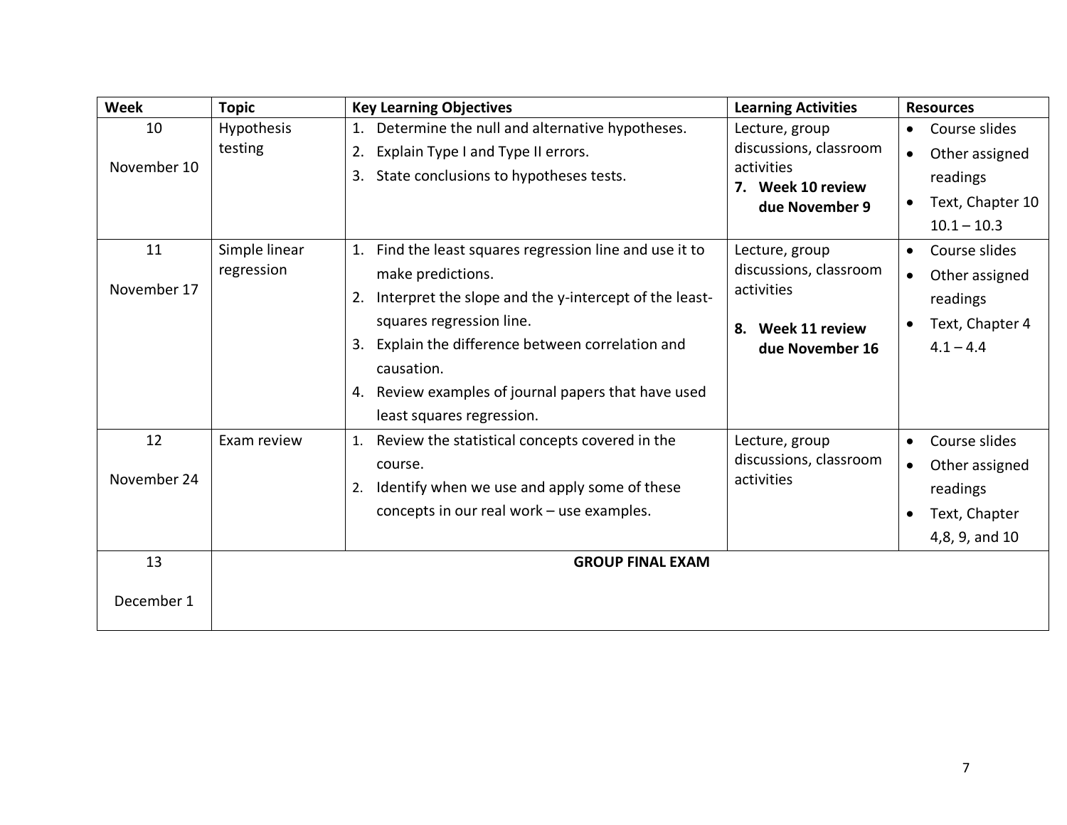| Week | Topic | Key Learning Objectives | Learning Activities | Resources |
|---|---|---|---|---|
| 10<br><br>November 10 | Hypothesis testing | 1. Determine the null and alternative hypotheses.<br>2. Explain Type I and Type II errors.<br>3. State conclusions to hypotheses tests. | Lecture, group discussions, classroom activities<br>**7. Week 10 review due November 9** | • Course slides<br>• Other assigned readings<br>• Text, Chapter 10 10.1 – 10.3 |
| 11<br><br>November 17 | Simple linear regression | 1. Find the least squares regression line and use it to make predictions.<br>2. Interpret the slope and the y-intercept of the least-squares regression line.<br>3. Explain the difference between correlation and causation.<br>4. Review examples of journal papers that have used least squares regression. | Lecture, group discussions, classroom activities<br><br>**8. Week 11 review due November 16** | • Course slides<br>• Other assigned readings<br>• Text, Chapter 4 4.1 – 4.4 |
| 12<br><br>November 24 | Exam review | 1. Review the statistical concepts covered in the course.<br>2. Identify when we use and apply some of these concepts in our real work – use examples. | Lecture, group discussions, classroom activities | • Course slides<br>• Other assigned readings<br>• Text, Chapter 4,8, 9, and 10 |
| 13<br><br>December 1 | **GROUP FINAL EXAM** | | | |